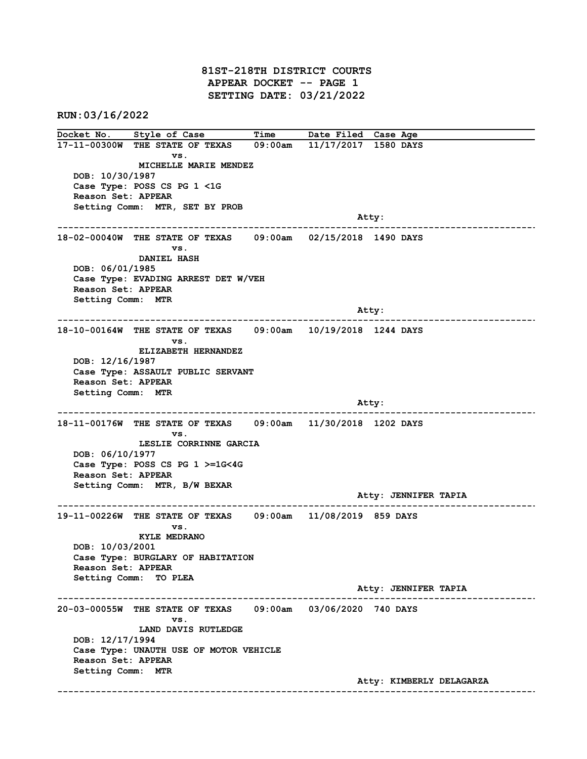# 81ST-218TH DISTRICT COURTS
## APPEAR DOCKET -- PAGE 1
## SETTING DATE: 03/21/2022

**RUN:03/16/2022**

| Docket No. | Style of Case | Time | Date Filed | Case Age |
|---|---|---|---|---|

**17-11-00300W** THE STATE OF TEXAS 09:00am 11/17/2017 1580 DAYS
vs.
MICHELLE MARIE MENDEZ
DOB: 10/30/1987
Case Type: POSS CS PG 1 <1G
Reason Set: APPEAR
Setting Comm: MTR, SET BY PROB
Atty:

---

**18-02-00040W** THE STATE OF TEXAS 09:00am 02/15/2018 1490 DAYS
vs.
DANIEL HASH
DOB: 06/01/1985
Case Type: EVADING ARREST DET W/VEH
Reason Set: APPEAR
Setting Comm: MTR
Atty:

---

**18-10-00164W** THE STATE OF TEXAS 09:00am 10/19/2018 1244 DAYS
vs.
ELIZABETH HERNANDEZ
DOB: 12/16/1987
Case Type: ASSAULT PUBLIC SERVANT
Reason Set: APPEAR
Setting Comm: MTR
Atty:

---

**18-11-00176W** THE STATE OF TEXAS 09:00am 11/30/2018 1202 DAYS
vs.
LESLIE CORRINNE GARCIA
DOB: 06/10/1977
Case Type: POSS CS PG 1 >=1G<4G
Reason Set: APPEAR
Setting Comm: MTR, B/W BEXAR
Atty: JENNIFER TAPIA

---

**19-11-00226W** THE STATE OF TEXAS 09:00am 11/08/2019 859 DAYS
vs.
KYLE MEDRANO
DOB: 10/03/2001
Case Type: BURGLARY OF HABITATION
Reason Set: APPEAR
Setting Comm: TO PLEA
Atty: JENNIFER TAPIA

---

**20-03-00055W** THE STATE OF TEXAS 09:00am 03/06/2020 740 DAYS
vs.
LAND DAVIS RUTLEDGE
DOB: 12/17/1994
Case Type: UNAUTH USE OF MOTOR VEHICLE
Reason Set: APPEAR
Setting Comm: MTR
Atty: KIMBERLY DELAGARZA

---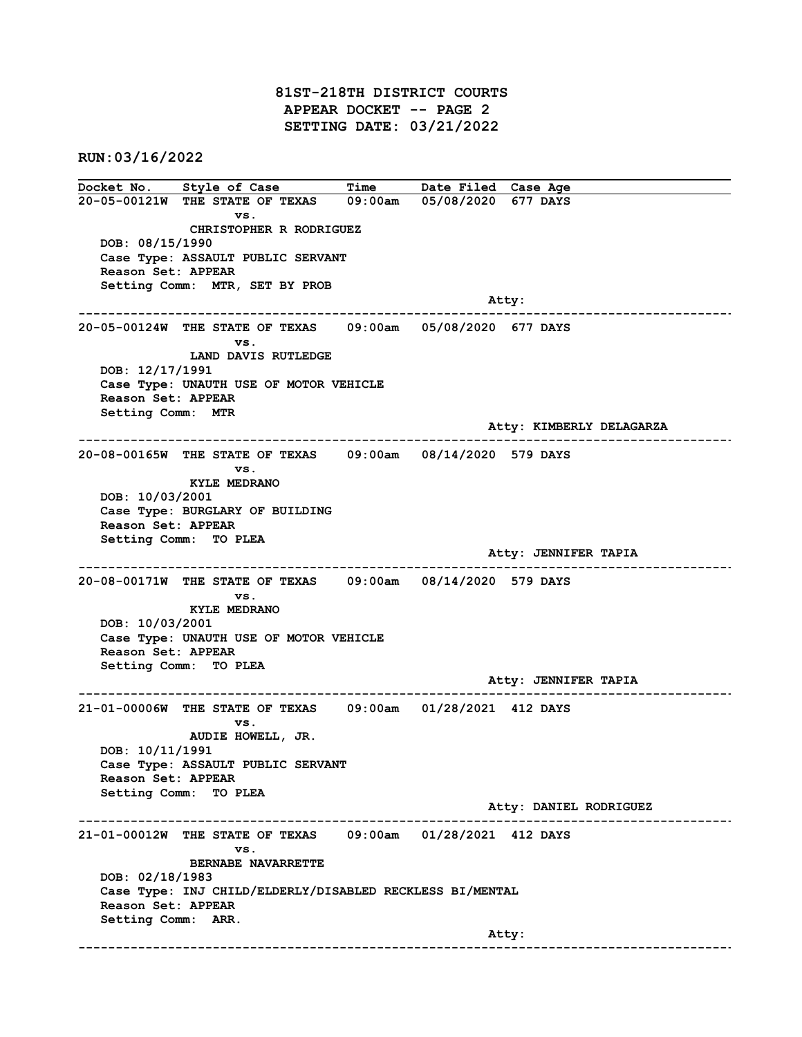# 81ST-218TH DISTRICT COURTS
## APPEAR DOCKET -- PAGE 2
## SETTING DATE: 03/21/2022

**RUN:03/16/2022**

| Docket No. | Style of Case | Time | Date Filed | Case Age |
|---|---|---|---|---|

**20-05-00121W** THE STATE OF TEXAS 09:00am 05/08/2020 677 DAYS
vs.
CHRISTOPHER R RODRIGUEZ
DOB: 08/15/1990
Case Type: ASSAULT PUBLIC SERVANT
Reason Set: APPEAR
Setting Comm: MTR, SET BY PROB
Atty:

---

**20-05-00124W** THE STATE OF TEXAS 09:00am 05/08/2020 677 DAYS
vs.
LAND DAVIS RUTLEDGE
DOB: 12/17/1991
Case Type: UNAUTH USE OF MOTOR VEHICLE
Reason Set: APPEAR
Setting Comm: MTR
Atty: KIMBERLY DELAGARZA

---

**20-08-00165W** THE STATE OF TEXAS 09:00am 08/14/2020 579 DAYS
vs.
KYLE MEDRANO
DOB: 10/03/2001
Case Type: BURGLARY OF BUILDING
Reason Set: APPEAR
Setting Comm: TO PLEA
Atty: JENNIFER TAPIA

---

**20-08-00171W** THE STATE OF TEXAS 09:00am 08/14/2020 579 DAYS
vs.
KYLE MEDRANO
DOB: 10/03/2001
Case Type: UNAUTH USE OF MOTOR VEHICLE
Reason Set: APPEAR
Setting Comm: TO PLEA
Atty: JENNIFER TAPIA

---

**21-01-00006W** THE STATE OF TEXAS 09:00am 01/28/2021 412 DAYS
vs.
AUDIE HOWELL, JR.
DOB: 10/11/1991
Case Type: ASSAULT PUBLIC SERVANT
Reason Set: APPEAR
Setting Comm: TO PLEA
Atty: DANIEL RODRIGUEZ

---

**21-01-00012W** THE STATE OF TEXAS 09:00am 01/28/2021 412 DAYS
vs.
BERNABE NAVARRETTE
DOB: 02/18/1983
Case Type: INJ CHILD/ELDERLY/DISABLED RECKLESS BI/MENTAL
Reason Set: APPEAR
Setting Comm: ARR.
Atty:

---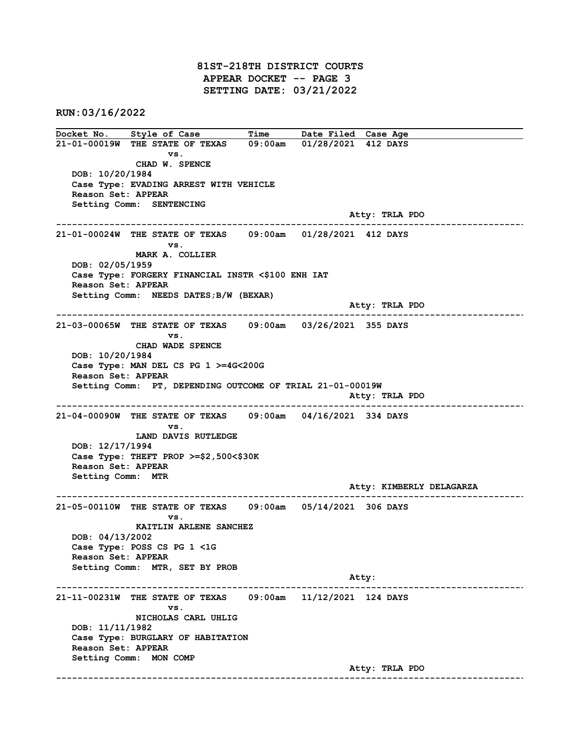# 81ST-218TH DISTRICT COURTS
## APPEAR DOCKET -- PAGE 3
## SETTING DATE: 03/21/2022

**RUN:03/16/2022**

| Docket No. | Style of Case | Time | Date Filed | Case Age |
|---|---|---|---|---|

**21-01-00019W** THE STATE OF TEXAS 09:00am 01/28/2021 412 DAYS
vs.
CHAD W. SPENCE
DOB: 10/20/1984
Case Type: EVADING ARREST WITH VEHICLE
Reason Set: APPEAR
Setting Comm: SENTENCING
Atty: TRLA PDO

---

**21-01-00024W** THE STATE OF TEXAS 09:00am 01/28/2021 412 DAYS
vs.
MARK A. COLLIER
DOB: 02/05/1959
Case Type: FORGERY FINANCIAL INSTR <$100 ENH IAT
Reason Set: APPEAR
Setting Comm: NEEDS DATES;B/W (BEXAR)
Atty: TRLA PDO

---

**21-03-00065W** THE STATE OF TEXAS 09:00am 03/26/2021 355 DAYS
vs.
CHAD WADE SPENCE
DOB: 10/20/1984
Case Type: MAN DEL CS PG 1 >=4G<200G
Reason Set: APPEAR
Setting Comm: PT, DEPENDING OUTCOME OF TRIAL 21-01-00019W
Atty: TRLA PDO

---

**21-04-00090W** THE STATE OF TEXAS 09:00am 04/16/2021 334 DAYS
vs.
LAND DAVIS RUTLEDGE
DOB: 12/17/1994
Case Type: THEFT PROP >=$2,500<$30K
Reason Set: APPEAR
Setting Comm: MTR
Atty: KIMBERLY DELAGARZA

---

**21-05-00110W** THE STATE OF TEXAS 09:00am 05/14/2021 306 DAYS
vs.
KAITLIN ARLENE SANCHEZ
DOB: 04/13/2002
Case Type: POSS CS PG 1 <1G
Reason Set: APPEAR
Setting Comm: MTR, SET BY PROB
Atty:

---

**21-11-00231W** THE STATE OF TEXAS 09:00am 11/12/2021 124 DAYS
vs.
NICHOLAS CARL UHLIG
DOB: 11/11/1982
Case Type: BURGLARY OF HABITATION
Reason Set: APPEAR
Setting Comm: MON COMP
Atty: TRLA PDO

---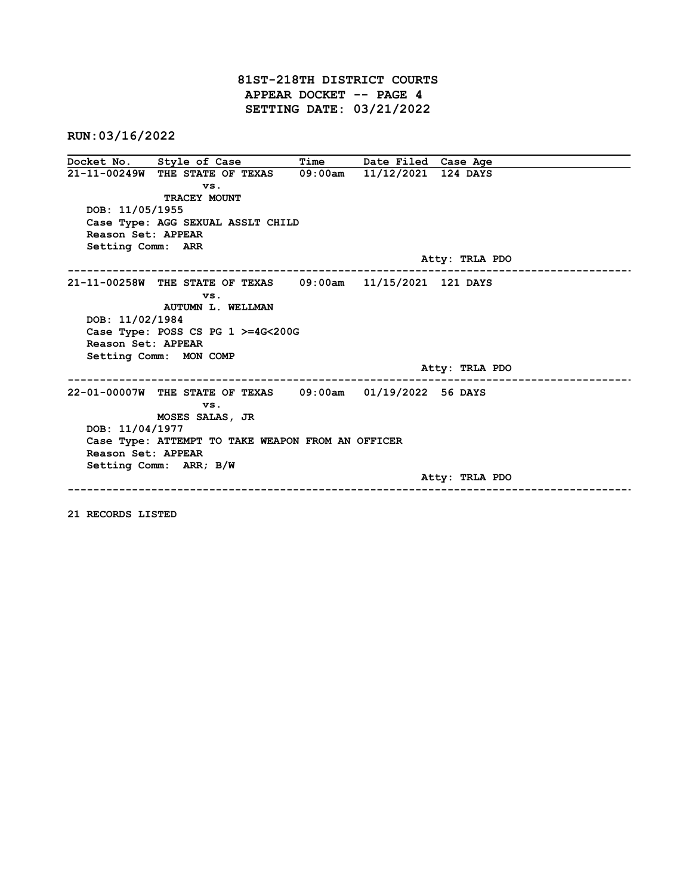# 81ST-218TH DISTRICT COURTS
## APPEAR DOCKET -- PAGE 4
## SETTING DATE: 03/21/2022

**RUN:03/16/2022**

| Docket No. | Style of Case | Time | Date Filed | Case Age |
|---|---|---|---|---|
| 21-11-00249W | THE STATE OF TEXAS vs. TRACEY MOUNT | 09:00am | 11/12/2021 | 124 DAYS |

DOB: 11/05/1955
Case Type: AGG SEXUAL ASSLT CHILD
Reason Set: APPEAR
Setting Comm: ARR
Atty: TRLA PDO

---

| Docket No. | Style of Case | Time | Date Filed | Case Age |
|---|---|---|---|---|
| 21-11-00258W | THE STATE OF TEXAS vs. AUTUMN L. WELLMAN | 09:00am | 11/15/2021 | 121 DAYS |

DOB: 11/02/1984
Case Type: POSS CS PG 1 >=4G<200G
Reason Set: APPEAR
Setting Comm: MON COMP
Atty: TRLA PDO

---

| Docket No. | Style of Case | Time | Date Filed | Case Age |
|---|---|---|---|---|
| 22-01-00007W | THE STATE OF TEXAS vs. MOSES SALAS, JR | 09:00am | 01/19/2022 | 56 DAYS |

DOB: 11/04/1977
Case Type: ATTEMPT TO TAKE WEAPON FROM AN OFFICER
Reason Set: APPEAR
Setting Comm: ARR; B/W
Atty: TRLA PDO

---

21 RECORDS LISTED